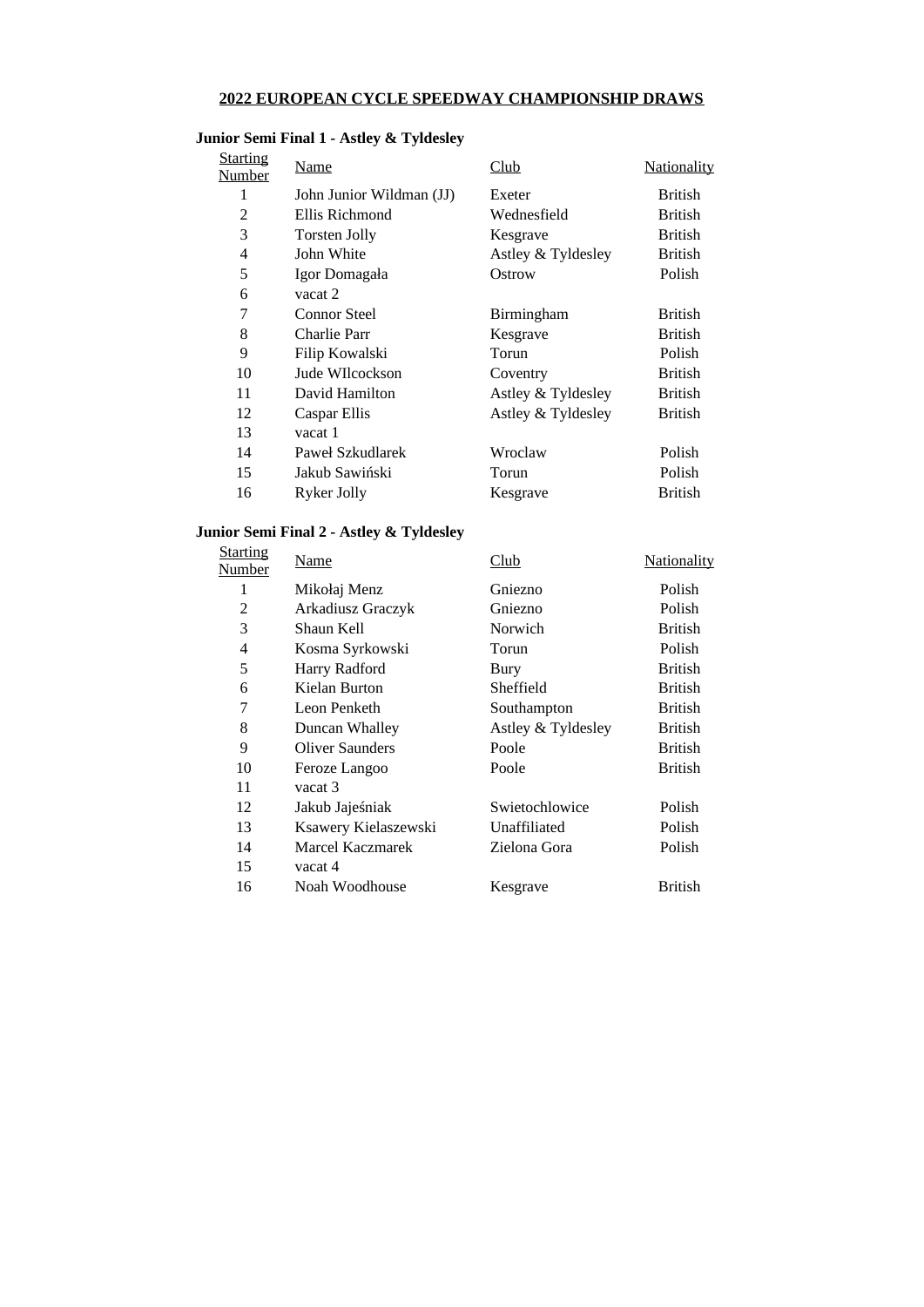## 2022 EUROPEAN CYCLE SPEEDWAY CHAMPIONSHIP DRAWS

### Junior Semi Final 1 - Astley & Tyldesley

| Starting Number | Name | Club | Nationality |
|---|---|---|---|
| 1 | John Junior Wildman (JJ) | Exeter | British |
| 2 | Ellis Richmond | Wednesfield | British |
| 3 | Torsten Jolly | Kesgrave | British |
| 4 | John White | Astley & Tyldesley | British |
| 5 | Igor Domagała | Ostrow | Polish |
| 6 | vacat 2 | | |
| 7 | Connor Steel | Birmingham | British |
| 8 | Charlie Parr | Kesgrave | British |
| 9 | Filip Kowalski | Torun | Polish |
| 10 | Jude WIlcockson | Coventry | British |
| 11 | David Hamilton | Astley & Tyldesley | British |
| 12 | Caspar Ellis | Astley & Tyldesley | British |
| 13 | vacat 1 | | |
| 14 | Paweł Szkudlarek | Wroclaw | Polish |
| 15 | Jakub Sawiński | Torun | Polish |
| 16 | Ryker Jolly | Kesgrave | British |

### Junior Semi Final 2 - Astley & Tyldesley

| Starting Number | Name | Club | Nationality |
|---|---|---|---|
| 1 | Mikołaj Menz | Gniezno | Polish |
| 2 | Arkadiusz Graczyk | Gniezno | Polish |
| 3 | Shaun Kell | Norwich | British |
| 4 | Kosma Syrkowski | Torun | Polish |
| 5 | Harry Radford | Bury | British |
| 6 | Kielan Burton | Sheffield | British |
| 7 | Leon Penketh | Southampton | British |
| 8 | Duncan Whalley | Astley & Tyldesley | British |
| 9 | Oliver Saunders | Poole | British |
| 10 | Feroze Langoo | Poole | British |
| 11 | vacat 3 | | |
| 12 | Jakub Jajeśniak | Swietochlowice | Polish |
| 13 | Ksawery Kielaszewski | Unaffiliated | Polish |
| 14 | Marcel Kaczmarek | Zielona Gora | Polish |
| 15 | vacat 4 | | |
| 16 | Noah Woodhouse | Kesgrave | British |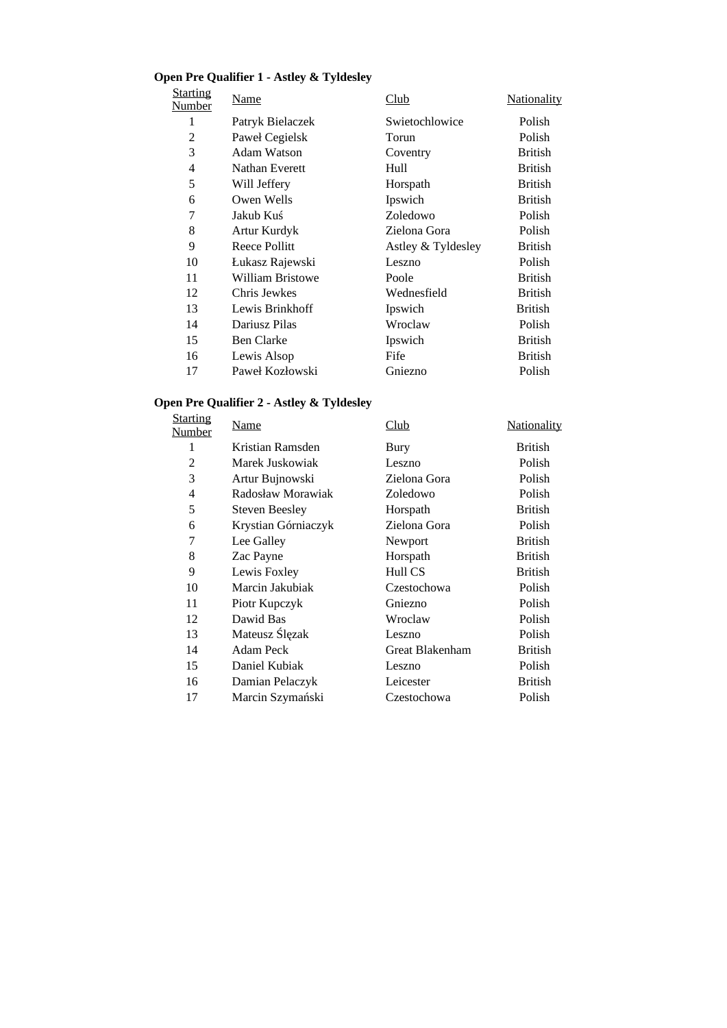### Open Pre Qualifier 1 - Astley & Tyldesley

| Starting Number | Name | Club | Nationality |
| --- | --- | --- | --- |
| 1 | Patryk Bielaczek | Swietochlowice | Polish |
| 2 | Paweł Cegielsk | Torun | Polish |
| 3 | Adam Watson | Coventry | British |
| 4 | Nathan Everett | Hull | British |
| 5 | Will Jeffery | Horspath | British |
| 6 | Owen Wells | Ipswich | British |
| 7 | Jakub Kuś | Zoledowo | Polish |
| 8 | Artur Kurdyk | Zielona Gora | Polish |
| 9 | Reece Pollitt | Astley & Tyldesley | British |
| 10 | Łukasz Rajewski | Leszno | Polish |
| 11 | William Bristowe | Poole | British |
| 12 | Chris Jewkes | Wednesfield | British |
| 13 | Lewis Brinkhoff | Ipswich | British |
| 14 | Dariusz Pilas | Wroclaw | Polish |
| 15 | Ben Clarke | Ipswich | British |
| 16 | Lewis Alsop | Fife | British |
| 17 | Paweł Kozłowski | Gniezno | Polish |

### Open Pre Qualifier 2 - Astley & Tyldesley

| Starting Number | Name | Club | Nationality |
| --- | --- | --- | --- |
| 1 | Kristian Ramsden | Bury | British |
| 2 | Marek Juskowiak | Leszno | Polish |
| 3 | Artur Bujnowski | Zielona Gora | Polish |
| 4 | Radosław Morawiak | Zoledowo | Polish |
| 5 | Steven Beesley | Horspath | British |
| 6 | Krystian Górniaczyk | Zielona Gora | Polish |
| 7 | Lee Galley | Newport | British |
| 8 | Zac Payne | Horspath | British |
| 9 | Lewis Foxley | Hull CS | British |
| 10 | Marcin Jakubiak | Czestochowa | Polish |
| 11 | Piotr Kupczyk | Gniezno | Polish |
| 12 | Dawid Bas | Wroclaw | Polish |
| 13 | Mateusz Ślęzak | Leszno | Polish |
| 14 | Adam Peck | Great Blakenham | British |
| 15 | Daniel Kubiak | Leszno | Polish |
| 16 | Damian Pelaczyk | Leicester | British |
| 17 | Marcin Szymański | Czestochowa | Polish |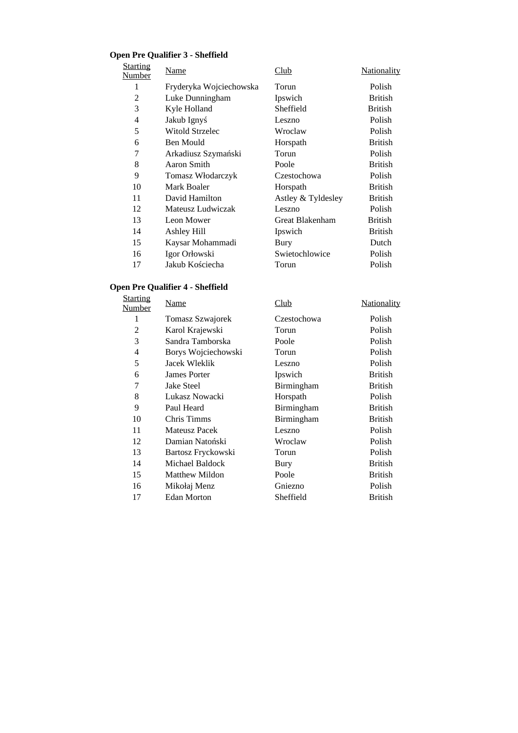**Open Pre Qualifier 3 - Sheffield**

| Starting Number | Name | Club | Nationality |
|---|---|---|---|
| 1 | Fryderyka Wojciechowska | Torun | Polish |
| 2 | Luke Dunningham | Ipswich | British |
| 3 | Kyle Holland | Sheffield | British |
| 4 | Jakub Ignyś | Leszno | Polish |
| 5 | Witold Strzelec | Wroclaw | Polish |
| 6 | Ben Mould | Horspath | British |
| 7 | Arkadiusz Szymański | Torun | Polish |
| 8 | Aaron Smith | Poole | British |
| 9 | Tomasz Włodarczyk | Czestochowa | Polish |
| 10 | Mark Boaler | Horspath | British |
| 11 | David Hamilton | Astley & Tyldesley | British |
| 12 | Mateusz Ludwiczak | Leszno | Polish |
| 13 | Leon Mower | Great Blakenham | British |
| 14 | Ashley Hill | Ipswich | British |
| 15 | Kaysar Mohammadi | Bury | Dutch |
| 16 | Igor Orłowski | Swietochlowice | Polish |
| 17 | Jakub Kościecha | Torun | Polish |

**Open Pre Qualifier 4 - Sheffield**

| Starting Number | Name | Club | Nationality |
|---|---|---|---|
| 1 | Tomasz Szwajorek | Czestochowa | Polish |
| 2 | Karol Krajewski | Torun | Polish |
| 3 | Sandra Tamborska | Poole | Polish |
| 4 | Borys Wojciechowski | Torun | Polish |
| 5 | Jacek Wleklik | Leszno | Polish |
| 6 | James Porter | Ipswich | British |
| 7 | Jake Steel | Birmingham | British |
| 8 | Lukasz Nowacki | Horspath | Polish |
| 9 | Paul Heard | Birmingham | British |
| 10 | Chris Timms | Birmingham | British |
| 11 | Mateusz Pacek | Leszno | Polish |
| 12 | Damian Natoński | Wroclaw | Polish |
| 13 | Bartosz Fryckowski | Torun | Polish |
| 14 | Michael Baldock | Bury | British |
| 15 | Matthew Mildon | Poole | British |
| 16 | Mikołaj Menz | Gniezno | Polish |
| 17 | Edan Morton | Sheffield | British |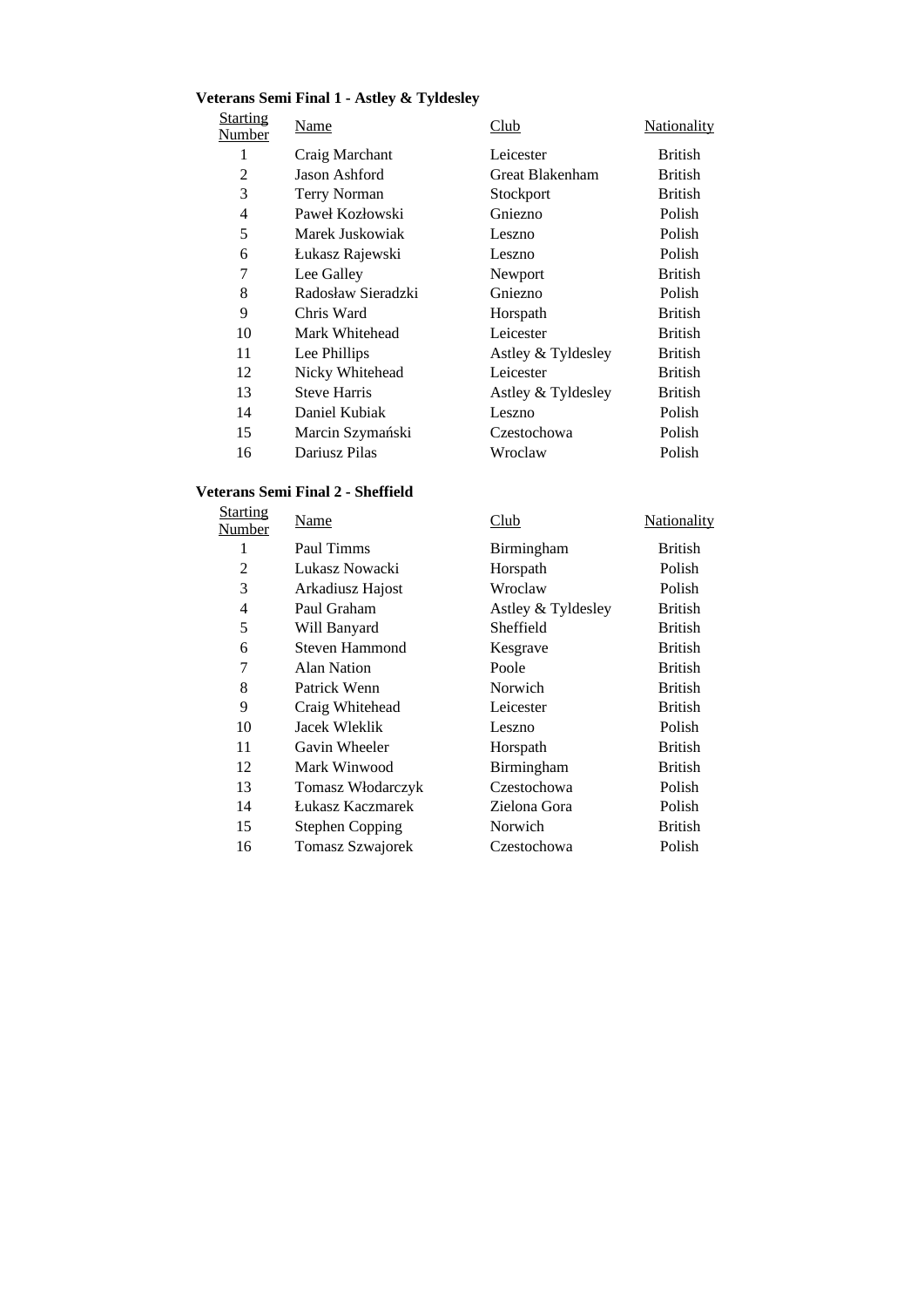**Veterans Semi Final 1 - Astley & Tyldesley**

| Starting Number | Name | Club | Nationality |
|---|---|---|---|
| 1 | Craig Marchant | Leicester | British |
| 2 | Jason Ashford | Great Blakenham | British |
| 3 | Terry Norman | Stockport | British |
| 4 | Paweł Kozłowski | Gniezno | Polish |
| 5 | Marek Juskowiak | Leszno | Polish |
| 6 | Łukasz Rajewski | Leszno | Polish |
| 7 | Lee Galley | Newport | British |
| 8 | Radosław Sieradzki | Gniezno | Polish |
| 9 | Chris Ward | Horspath | British |
| 10 | Mark Whitehead | Leicester | British |
| 11 | Lee Phillips | Astley & Tyldesley | British |
| 12 | Nicky Whitehead | Leicester | British |
| 13 | Steve Harris | Astley & Tyldesley | British |
| 14 | Daniel Kubiak | Leszno | Polish |
| 15 | Marcin Szymański | Czestochowa | Polish |
| 16 | Dariusz Pilas | Wroclaw | Polish |

**Veterans Semi Final 2 - Sheffield**

| Starting Number | Name | Club | Nationality |
|---|---|---|---|
| 1 | Paul Timms | Birmingham | British |
| 2 | Lukasz Nowacki | Horspath | Polish |
| 3 | Arkadiusz Hajost | Wroclaw | Polish |
| 4 | Paul Graham | Astley & Tyldesley | British |
| 5 | Will Banyard | Sheffield | British |
| 6 | Steven Hammond | Kesgrave | British |
| 7 | Alan Nation | Poole | British |
| 8 | Patrick Wenn | Norwich | British |
| 9 | Craig Whitehead | Leicester | British |
| 10 | Jacek Wleklik | Leszno | Polish |
| 11 | Gavin Wheeler | Horspath | British |
| 12 | Mark Winwood | Birmingham | British |
| 13 | Tomasz Włodarczyk | Czestochowa | Polish |
| 14 | Łukasz Kaczmarek | Zielona Gora | Polish |
| 15 | Stephen Copping | Norwich | British |
| 16 | Tomasz Szwajorek | Czestochowa | Polish |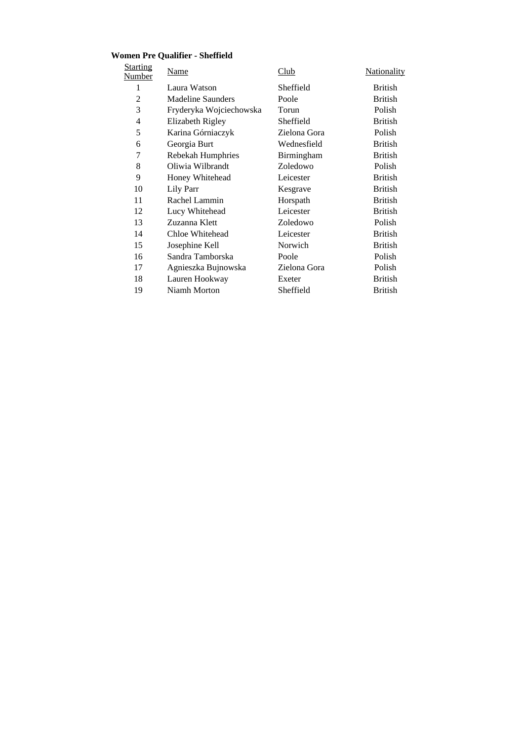**Women Pre Qualifier - Sheffield**

| Starting Number | Name | Club | Nationality |
|---|---|---|---|
| 1 | Laura Watson | Sheffield | British |
| 2 | Madeline Saunders | Poole | British |
| 3 | Fryderyka Wojciechowska | Torun | Polish |
| 4 | Elizabeth Rigley | Sheffield | British |
| 5 | Karina Górniaczyk | Zielona Gora | Polish |
| 6 | Georgia Burt | Wednesfield | British |
| 7 | Rebekah Humphries | Birmingham | British |
| 8 | Oliwia Wilbrandt | Zoledowo | Polish |
| 9 | Honey Whitehead | Leicester | British |
| 10 | Lily Parr | Kesgrave | British |
| 11 | Rachel Lammin | Horspath | British |
| 12 | Lucy Whitehead | Leicester | British |
| 13 | Zuzanna Klett | Zoledowo | Polish |
| 14 | Chloe Whitehead | Leicester | British |
| 15 | Josephine Kell | Norwich | British |
| 16 | Sandra Tamborska | Poole | Polish |
| 17 | Agnieszka Bujnowska | Zielona Gora | Polish |
| 18 | Lauren Hookway | Exeter | British |
| 19 | Niamh Morton | Sheffield | British |